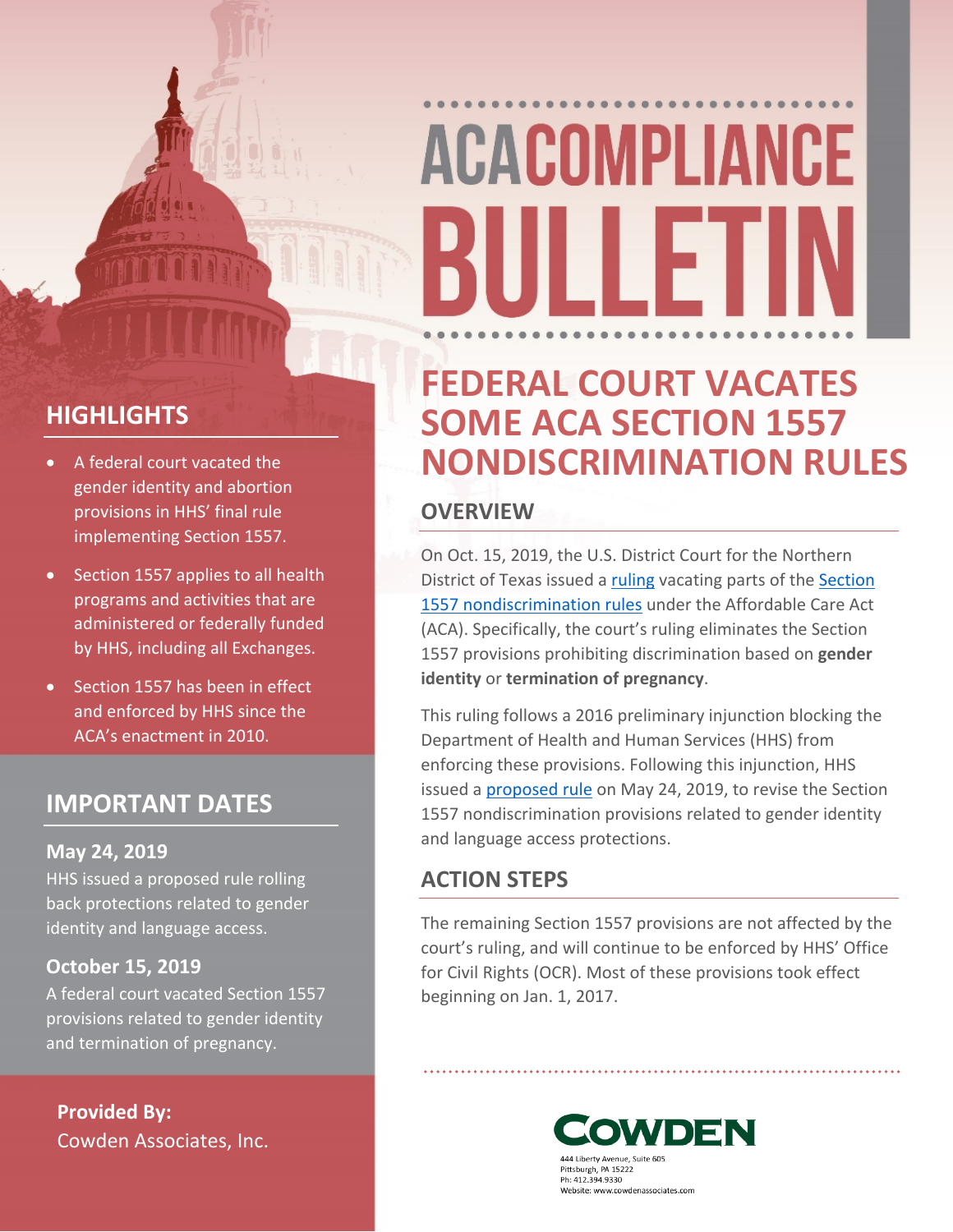# ACA COMPLIANCE BULLETIN

## FEDERAL COURT VACATES SOME ACA SECTION 1557 NONDISCRIMINATION RULES

### OVERVIEW

On Oct. 15, 2019, the U.S. District Court for the Northern District of Texas issued a ruling vacating parts of the Section 1557 nondiscrimination rules under the Affordable Care Act (ACA). Specifically, the court's ruling eliminates the Section 1557 provisions prohibiting discrimination based on **gender identity** or **termination of pregnancy**.

This ruling follows a 2016 preliminary injunction blocking the Department of Health and Human Services (HHS) from enforcing these provisions. Following this injunction, HHS issued a proposed rule on May 24, 2019, to revise the Section 1557 nondiscrimination provisions related to gender identity and language access protections.

### ACTION STEPS

The remaining Section 1557 provisions are not affected by the court's ruling, and will continue to be enforced by HHS' Office for Civil Rights (OCR). Most of these provisions took effect beginning on Jan. 1, 2017.

### HIGHLIGHTS

- A federal court vacated the gender identity and abortion provisions in HHS' final rule implementing Section 1557.
- Section 1557 applies to all health programs and activities that are administered or federally funded by HHS, including all Exchanges.
- Section 1557 has been in effect and enforced by HHS since the ACA's enactment in 2010.

### IMPORTANT DATES

**May 24, 2019**

HHS issued a proposed rule rolling back protections related to gender identity and language access.

**October 15, 2019**

A federal court vacated Section 1557 provisions related to gender identity and termination of pregnancy.

**Provided By:**
Cowden Associates, Inc.

COWDEN
444 Liberty Avenue, Suite 605
Pittsburgh, PA 15222
Ph: 412.394.9330
Website: www.cowdenassociates.com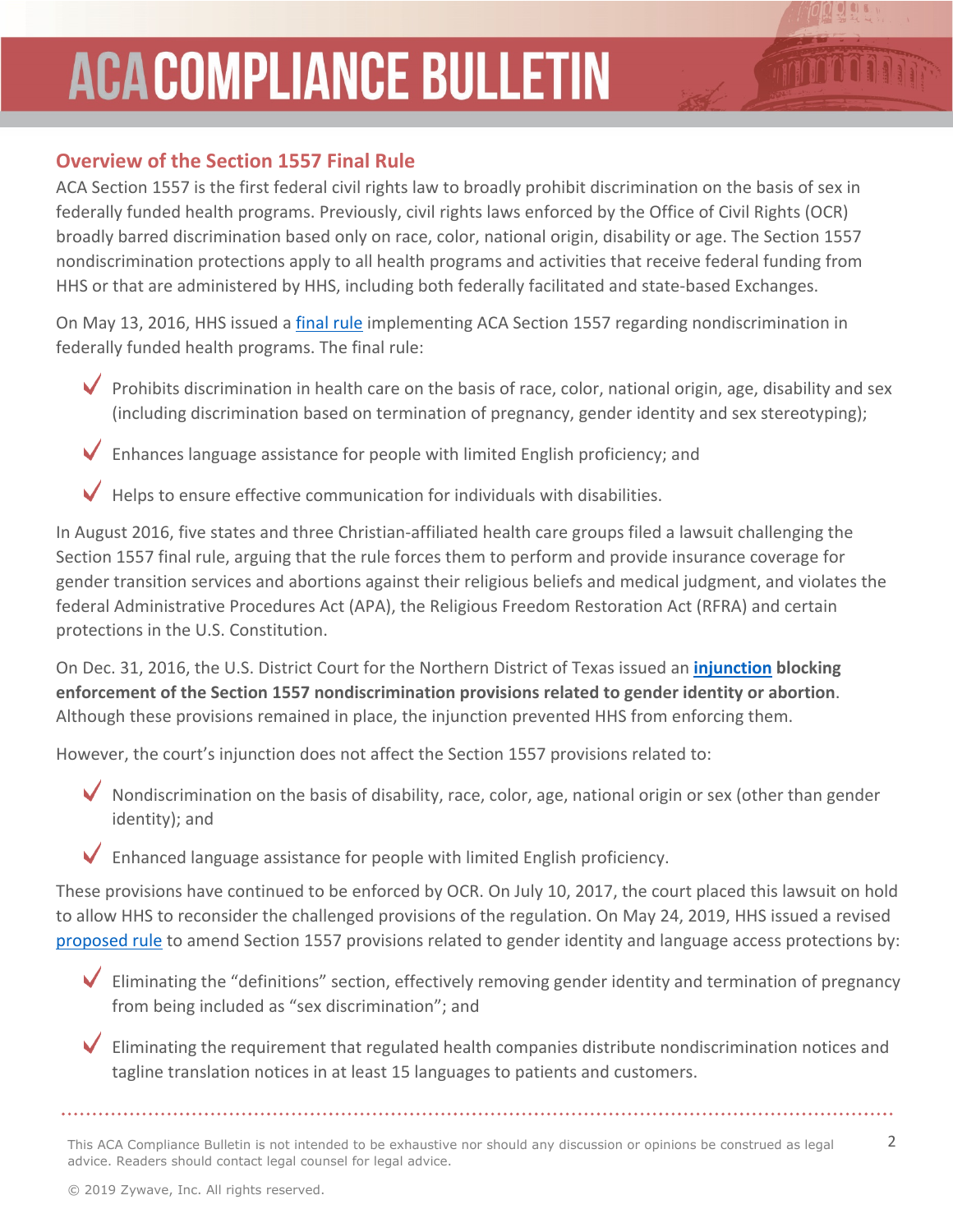## Overview of the Section 1557 Final Rule

ACA Section 1557 is the first federal civil rights law to broadly prohibit discrimination on the basis of sex in federally funded health programs. Previously, civil rights laws enforced by the Office of Civil Rights (OCR) broadly barred discrimination based only on race, color, national origin, disability or age. The Section 1557 nondiscrimination protections apply to all health programs and activities that receive federal funding from HHS or that are administered by HHS, including both federally facilitated and state-based Exchanges.

On May 13, 2016, HHS issued a final rule implementing ACA Section 1557 regarding nondiscrimination in federally funded health programs. The final rule:

- Prohibits discrimination in health care on the basis of race, color, national origin, age, disability and sex (including discrimination based on termination of pregnancy, gender identity and sex stereotyping);
- Enhances language assistance for people with limited English proficiency; and
- Helps to ensure effective communication for individuals with disabilities.

In August 2016, five states and three Christian-affiliated health care groups filed a lawsuit challenging the Section 1557 final rule, arguing that the rule forces them to perform and provide insurance coverage for gender transition services and abortions against their religious beliefs and medical judgment, and violates the federal Administrative Procedures Act (APA), the Religious Freedom Restoration Act (RFRA) and certain protections in the U.S. Constitution.

On Dec. 31, 2016, the U.S. District Court for the Northern District of Texas issued an **injunction blocking enforcement of the Section 1557 nondiscrimination provisions related to gender identity or abortion**. Although these provisions remained in place, the injunction prevented HHS from enforcing them.

However, the court's injunction does not affect the Section 1557 provisions related to:

- Nondiscrimination on the basis of disability, race, color, age, national origin or sex (other than gender identity); and
- Enhanced language assistance for people with limited English proficiency.

These provisions have continued to be enforced by OCR. On July 10, 2017, the court placed this lawsuit on hold to allow HHS to reconsider the challenged provisions of the regulation. On May 24, 2019, HHS issued a revised proposed rule to amend Section 1557 provisions related to gender identity and language access protections by:

- Eliminating the "definitions" section, effectively removing gender identity and termination of pregnancy from being included as "sex discrimination"; and
- Eliminating the requirement that regulated health companies distribute nondiscrimination notices and tagline translation notices in at least 15 languages to patients and customers.

This ACA Compliance Bulletin is not intended to be exhaustive nor should any discussion or opinions be construed as legal advice. Readers should contact legal counsel for legal advice.

© 2019 Zywave, Inc. All rights reserved.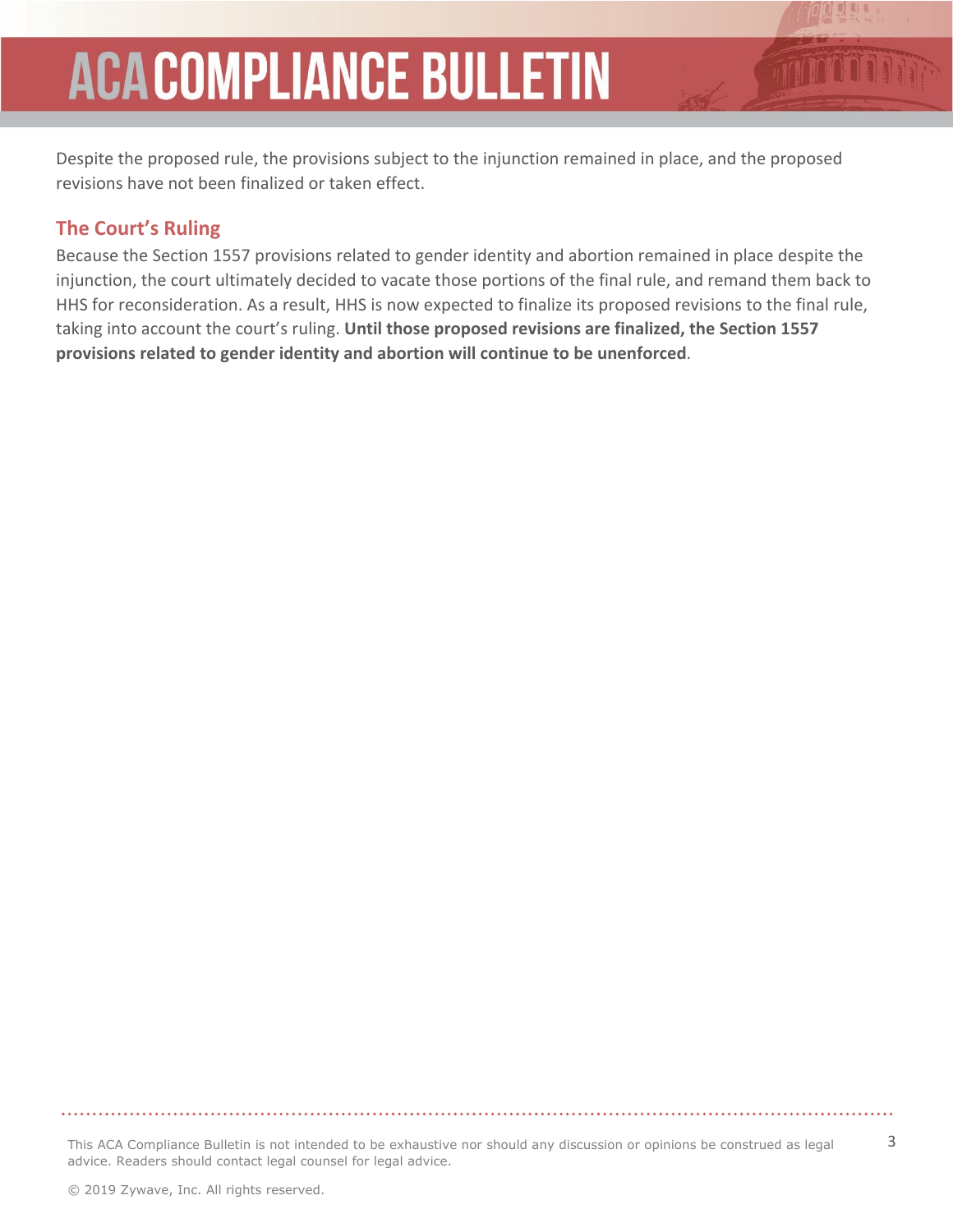Despite the proposed rule, the provisions subject to the injunction remained in place, and the proposed revisions have not been finalized or taken effect.

## The Court's Ruling

Because the Section 1557 provisions related to gender identity and abortion remained in place despite the injunction, the court ultimately decided to vacate those portions of the final rule, and remand them back to HHS for reconsideration. As a result, HHS is now expected to finalize its proposed revisions to the final rule, taking into account the court's ruling. **Until those proposed revisions are finalized, the Section 1557 provisions related to gender identity and abortion will continue to be unenforced**.

This ACA Compliance Bulletin is not intended to be exhaustive nor should any discussion or opinions be construed as legal advice. Readers should contact legal counsel for legal advice.

© 2019 Zywave, Inc. All rights reserved.